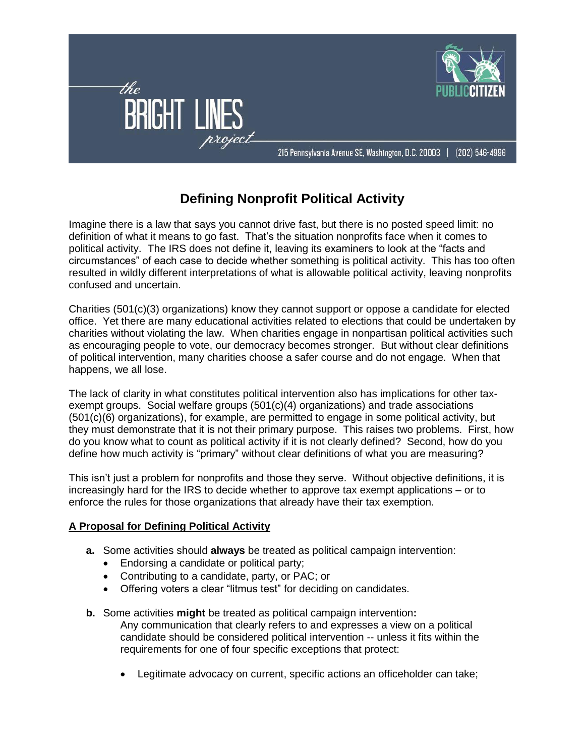# the BRIGHT LINES project

PUBLIC CITIZEN

215 Pennsylvania Avenue SE, Washington, D.C. 20003 | (202) 546-4996

## Defining Nonprofit Political Activity

Imagine there is a law that says you cannot drive fast, but there is no posted speed limit: no definition of what it means to go fast. That's the situation nonprofits face when it comes to political activity. The IRS does not define it, leaving its examiners to look at the "facts and circumstances" of each case to decide whether something is political activity. This has too often resulted in wildly different interpretations of what is allowable political activity, leaving nonprofits confused and uncertain.

Charities (501(c)(3) organizations) know they cannot support or oppose a candidate for elected office. Yet there are many educational activities related to elections that could be undertaken by charities without violating the law. When charities engage in nonpartisan political activities such as encouraging people to vote, our democracy becomes stronger. But without clear definitions of political intervention, many charities choose a safer course and do not engage. When that happens, we all lose.

The lack of clarity in what constitutes political intervention also has implications for other tax-exempt groups. Social welfare groups (501(c)(4) organizations) and trade associations (501(c)(6) organizations), for example, are permitted to engage in some political activity, but they must demonstrate that it is not their primary purpose. This raises two problems. First, how do you know what to count as political activity if it is not clearly defined? Second, how do you define how much activity is "primary" without clear definitions of what you are measuring?

This isn't just a problem for nonprofits and those they serve. Without objective definitions, it is increasingly hard for the IRS to decide whether to approve tax exempt applications – or to enforce the rules for those organizations that already have their tax exemption.

### A Proposal for Defining Political Activity

**a.** Some activities should **always** be treated as political campaign intervention:

- Endorsing a candidate or political party;
- Contributing to a candidate, party, or PAC; or
- Offering voters a clear "litmus test" for deciding on candidates.

**b.** Some activities **might** be treated as political campaign intervention**:**

Any communication that clearly refers to and expresses a view on a political candidate should be considered political intervention -- unless it fits within the requirements for one of four specific exceptions that protect:

- Legitimate advocacy on current, specific actions an officeholder can take;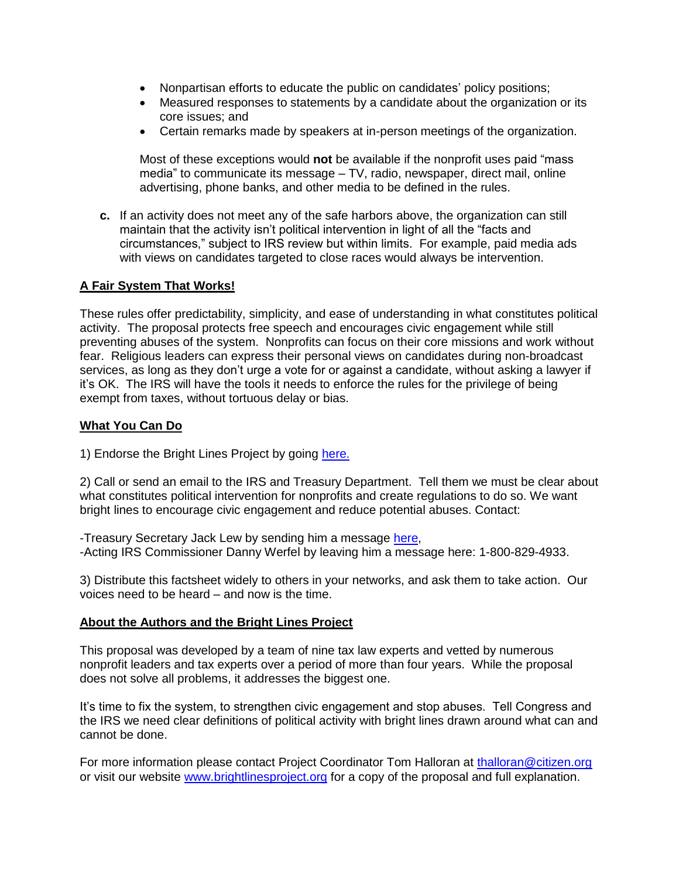- Nonpartisan efforts to educate the public on candidates' policy positions;
- Measured responses to statements by a candidate about the organization or its core issues; and
- Certain remarks made by speakers at in-person meetings of the organization.

Most of these exceptions would **not** be available if the nonprofit uses paid "mass media" to communicate its message – TV, radio, newspaper, direct mail, online advertising, phone banks, and other media to be defined in the rules.

**c.** If an activity does not meet any of the safe harbors above, the organization can still maintain that the activity isn't political intervention in light of all the "facts and circumstances," subject to IRS review but within limits. For example, paid media ads with views on candidates targeted to close races would always be intervention.

## A Fair System That Works!

These rules offer predictability, simplicity, and ease of understanding in what constitutes political activity. The proposal protects free speech and encourages civic engagement while still preventing abuses of the system. Nonprofits can focus on their core missions and work without fear. Religious leaders can express their personal views on candidates during non-broadcast services, as long as they don't urge a vote for or against a candidate, without asking a lawyer if it's OK. The IRS will have the tools it needs to enforce the rules for the privilege of being exempt from taxes, without tortuous delay or bias.

## What You Can Do

1) Endorse the Bright Lines Project by going here.

2) Call or send an email to the IRS and Treasury Department. Tell them we must be clear about what constitutes political intervention for nonprofits and create regulations to do so. We want bright lines to encourage civic engagement and reduce potential abuses. Contact:

-Treasury Secretary Jack Lew by sending him a message here,
-Acting IRS Commissioner Danny Werfel by leaving him a message here: 1-800-829-4933.

3) Distribute this factsheet widely to others in your networks, and ask them to take action. Our voices need to be heard – and now is the time.

## About the Authors and the Bright Lines Project

This proposal was developed by a team of nine tax law experts and vetted by numerous nonprofit leaders and tax experts over a period of more than four years. While the proposal does not solve all problems, it addresses the biggest one.

It's time to fix the system, to strengthen civic engagement and stop abuses. Tell Congress and the IRS we need clear definitions of political activity with bright lines drawn around what can and cannot be done.

For more information please contact Project Coordinator Tom Halloran at thalloran@citizen.org or visit our website www.brightlinesproject.org for a copy of the proposal and full explanation.